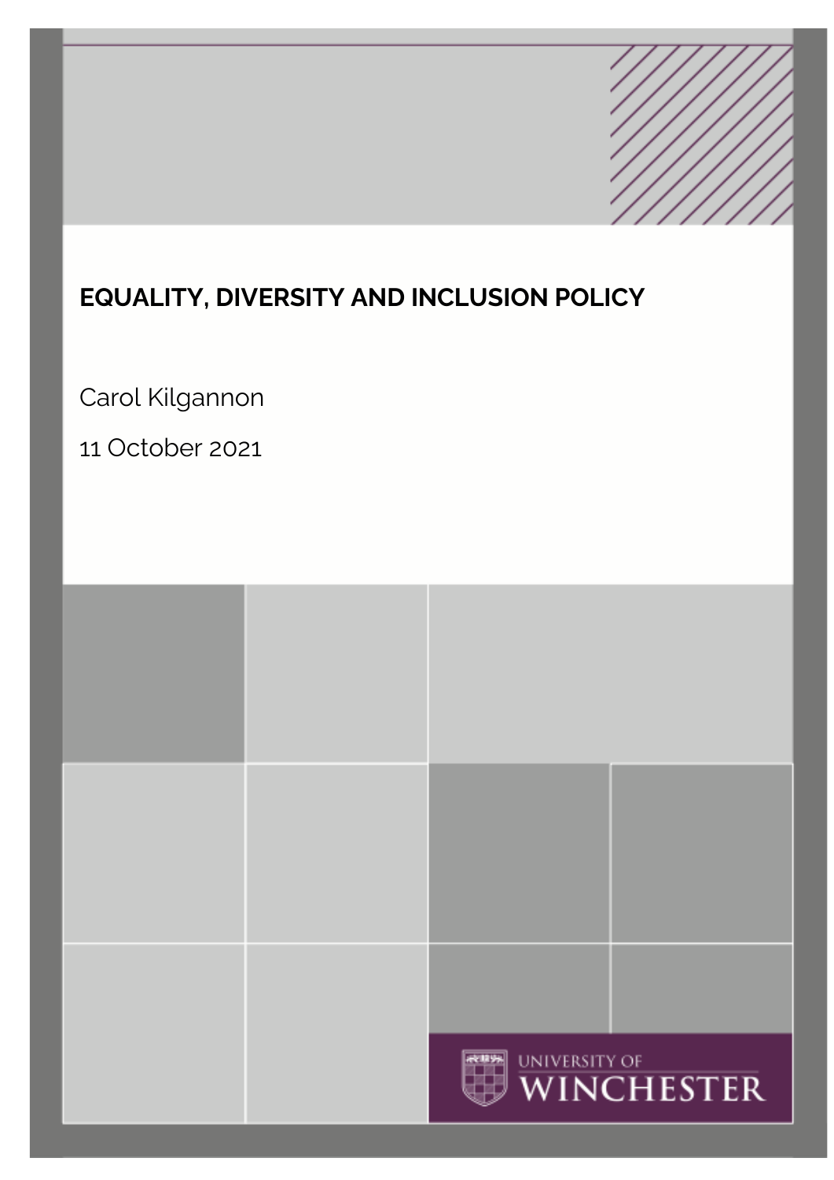# EQUALITY, DIVERSITY AND INCLUSION POLICY

Carol Kilgannon

11 October 2021

UNIVERSITY OF WINCHESTER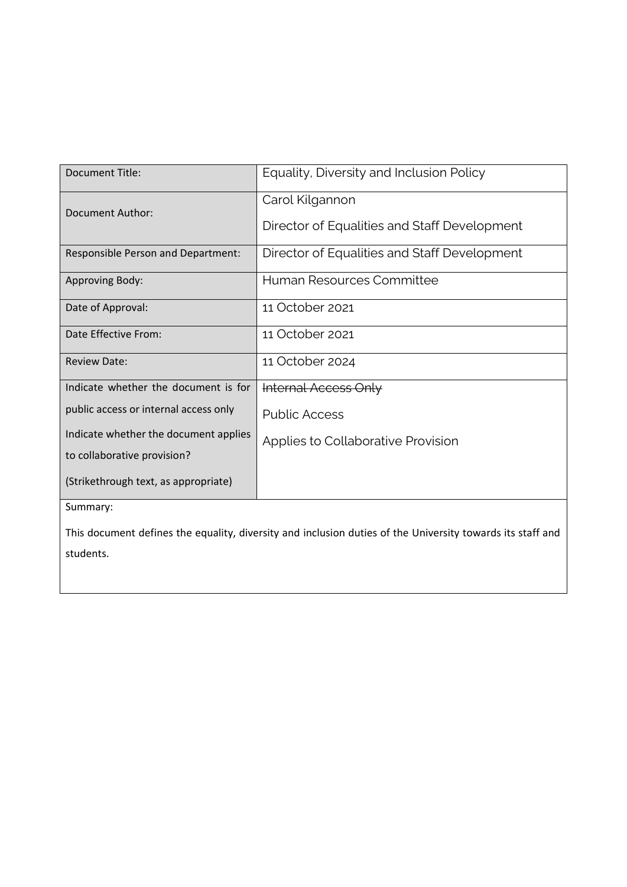| Document Title: | Equality, Diversity and Inclusion Policy |
| --- | --- |
| Document Author: | Carol Kilgannon<br>Director of Equalities and Staff Development |
| Responsible Person and Department: | Director of Equalities and Staff Development |
| Approving Body: | Human Resources Committee |
| Date of Approval: | 11 October 2021 |
| Date Effective From: | 11 October 2021 |
| Review Date: | 11 October 2024 |
| Indicate whether the document is for public access or internal access only<br>Indicate whether the document applies to collaborative provision?<br>(Strikethrough text, as appropriate) | ~~Internal Access Only~~<br>Public Access<br>Applies to Collaborative Provision |
| Summary:<br>This document defines the equality, diversity and inclusion duties of the University towards its staff and students. | |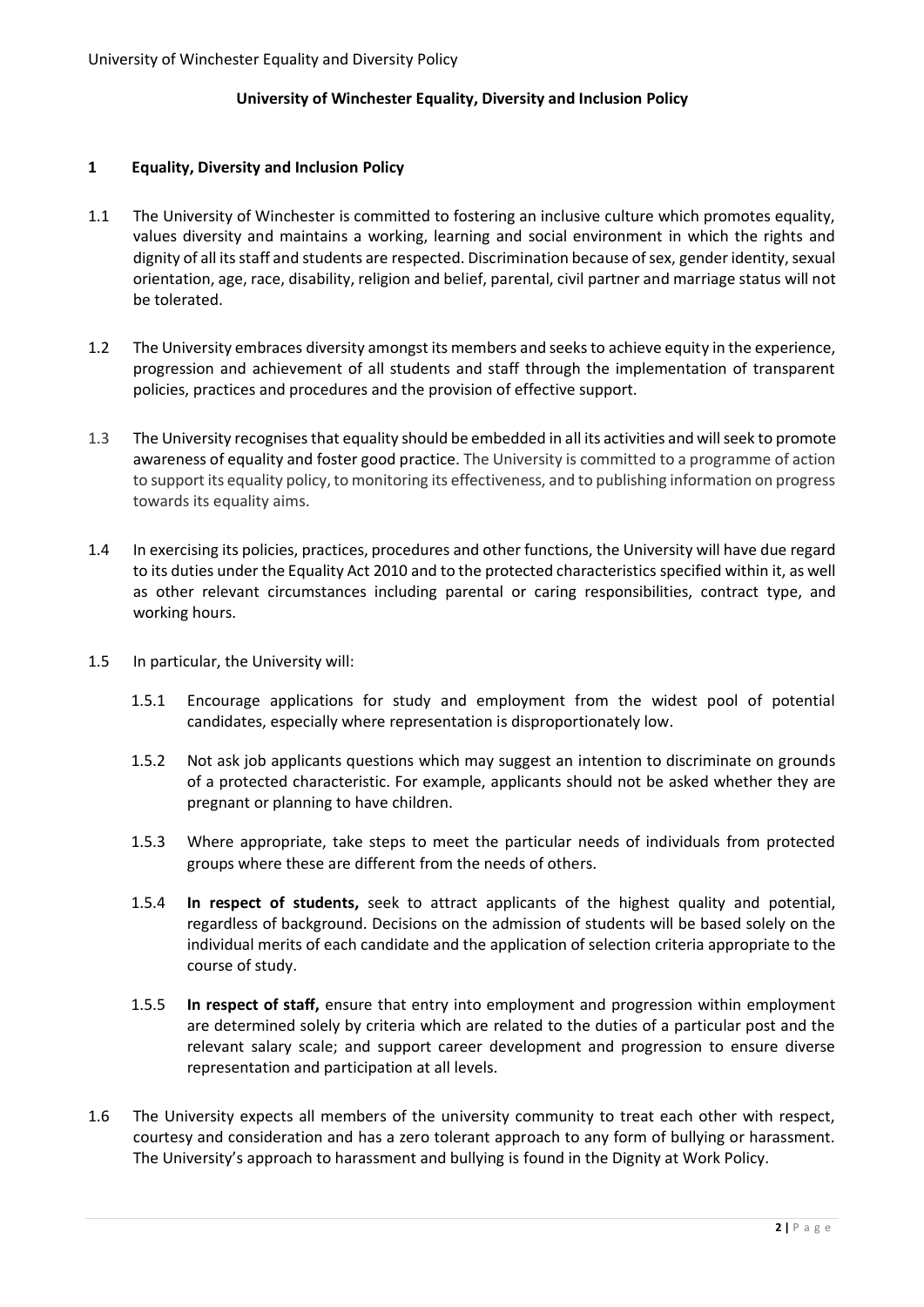# University of Winchester Equality, Diversity and Inclusion Policy

## 1 Equality, Diversity and Inclusion Policy

1.1 The University of Winchester is committed to fostering an inclusive culture which promotes equality, values diversity and maintains a working, learning and social environment in which the rights and dignity of all its staff and students are respected. Discrimination because of sex, gender identity, sexual orientation, age, race, disability, religion and belief, parental, civil partner and marriage status will not be tolerated.

1.2 The University embraces diversity amongst its members and seeks to achieve equity in the experience, progression and achievement of all students and staff through the implementation of transparent policies, practices and procedures and the provision of effective support.

1.3 The University recognises that equality should be embedded in all its activities and will seek to promote awareness of equality and foster good practice. The University is committed to a programme of action to support its equality policy, to monitoring its effectiveness, and to publishing information on progress towards its equality aims.

1.4 In exercising its policies, practices, procedures and other functions, the University will have due regard to its duties under the Equality Act 2010 and to the protected characteristics specified within it, as well as other relevant circumstances including parental or caring responsibilities, contract type, and working hours.

1.5 In particular, the University will:

1.5.1 Encourage applications for study and employment from the widest pool of potential candidates, especially where representation is disproportionately low.

1.5.2 Not ask job applicants questions which may suggest an intention to discriminate on grounds of a protected characteristic. For example, applicants should not be asked whether they are pregnant or planning to have children.

1.5.3 Where appropriate, take steps to meet the particular needs of individuals from protected groups where these are different from the needs of others.

1.5.4 **In respect of students,** seek to attract applicants of the highest quality and potential, regardless of background. Decisions on the admission of students will be based solely on the individual merits of each candidate and the application of selection criteria appropriate to the course of study.

1.5.5 **In respect of staff,** ensure that entry into employment and progression within employment are determined solely by criteria which are related to the duties of a particular post and the relevant salary scale; and support career development and progression to ensure diverse representation and participation at all levels.

1.6 The University expects all members of the university community to treat each other with respect, courtesy and consideration and has a zero tolerant approach to any form of bullying or harassment. The University's approach to harassment and bullying is found in the Dignity at Work Policy.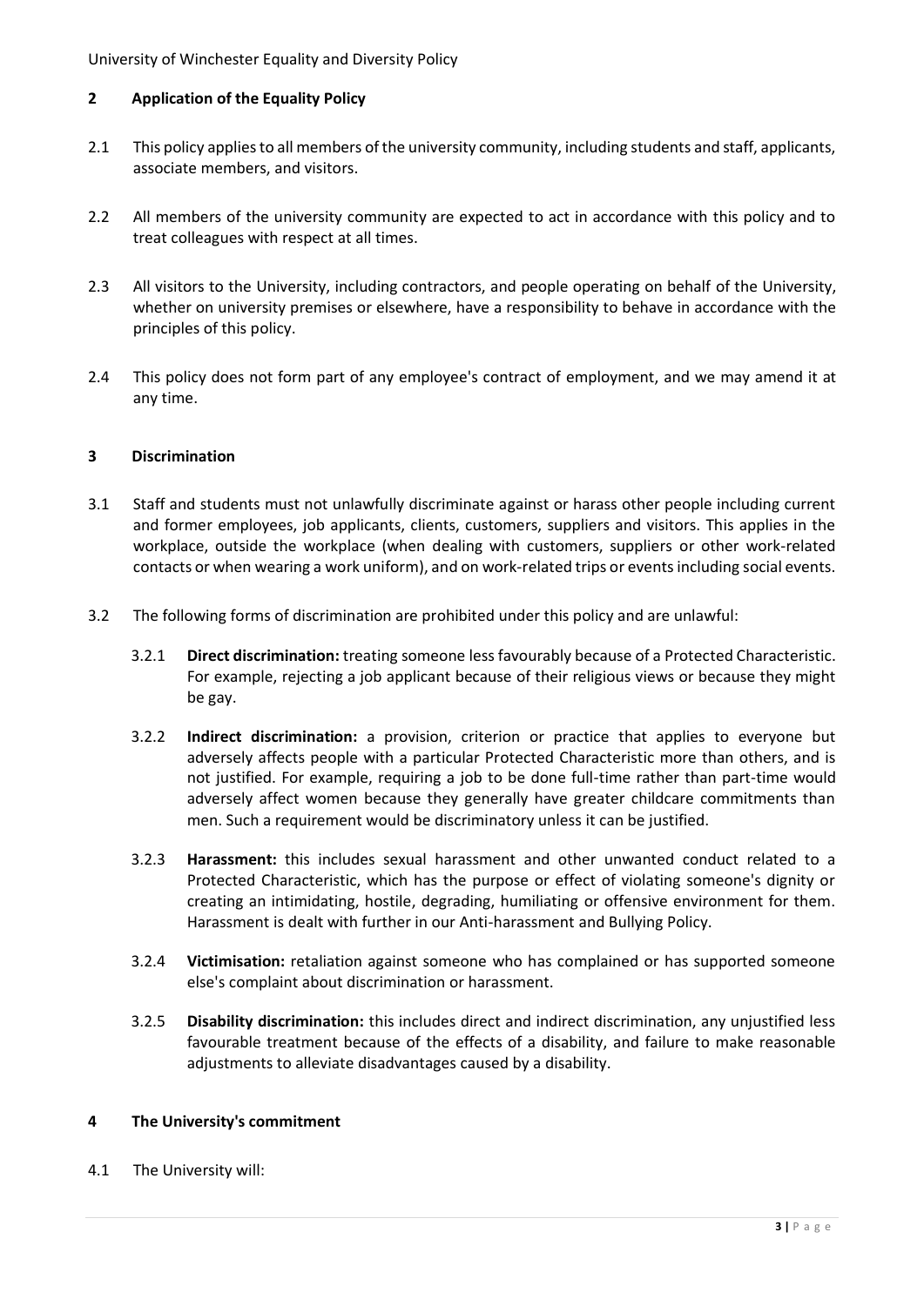## 2 Application of the Equality Policy

2.1 This policy applies to all members of the university community, including students and staff, applicants, associate members, and visitors.

2.2 All members of the university community are expected to act in accordance with this policy and to treat colleagues with respect at all times.

2.3 All visitors to the University, including contractors, and people operating on behalf of the University, whether on university premises or elsewhere, have a responsibility to behave in accordance with the principles of this policy.

2.4 This policy does not form part of any employee's contract of employment, and we may amend it at any time.

## 3 Discrimination

3.1 Staff and students must not unlawfully discriminate against or harass other people including current and former employees, job applicants, clients, customers, suppliers and visitors. This applies in the workplace, outside the workplace (when dealing with customers, suppliers or other work-related contacts or when wearing a work uniform), and on work-related trips or events including social events.

3.2 The following forms of discrimination are prohibited under this policy and are unlawful:

3.2.1 **Direct discrimination:** treating someone less favourably because of a Protected Characteristic. For example, rejecting a job applicant because of their religious views or because they might be gay.

3.2.2 **Indirect discrimination:** a provision, criterion or practice that applies to everyone but adversely affects people with a particular Protected Characteristic more than others, and is not justified. For example, requiring a job to be done full-time rather than part-time would adversely affect women because they generally have greater childcare commitments than men. Such a requirement would be discriminatory unless it can be justified.

3.2.3 **Harassment:** this includes sexual harassment and other unwanted conduct related to a Protected Characteristic, which has the purpose or effect of violating someone's dignity or creating an intimidating, hostile, degrading, humiliating or offensive environment for them. Harassment is dealt with further in our Anti-harassment and Bullying Policy.

3.2.4 **Victimisation:** retaliation against someone who has complained or has supported someone else's complaint about discrimination or harassment.

3.2.5 **Disability discrimination:** this includes direct and indirect discrimination, any unjustified less favourable treatment because of the effects of a disability, and failure to make reasonable adjustments to alleviate disadvantages caused by a disability.

## 4 The University's commitment

4.1 The University will: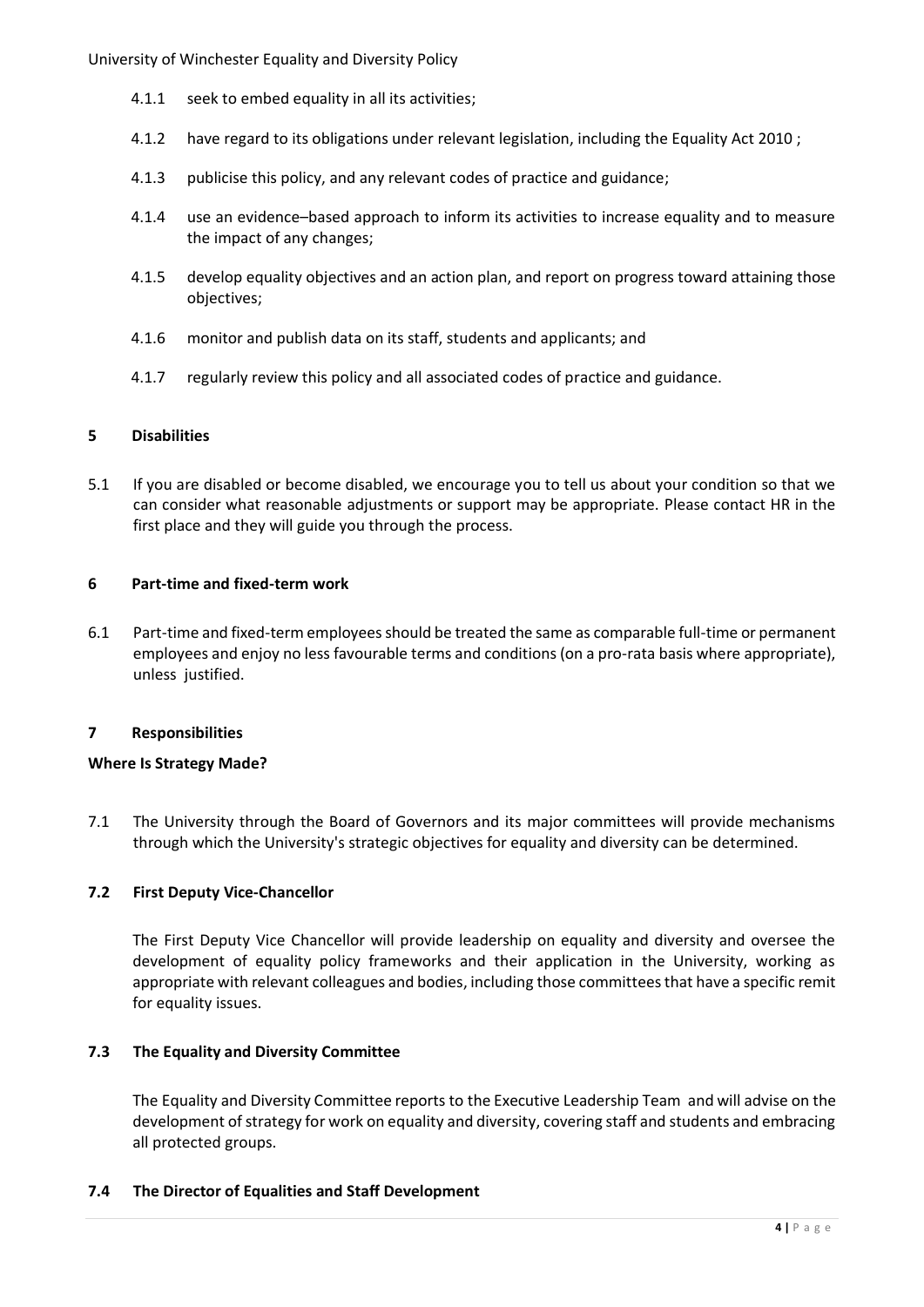4.1.1 seek to embed equality in all its activities;

4.1.2 have regard to its obligations under relevant legislation, including the Equality Act 2010 ;

4.1.3 publicise this policy, and any relevant codes of practice and guidance;

4.1.4 use an evidence–based approach to inform its activities to increase equality and to measure the impact of any changes;

4.1.5 develop equality objectives and an action plan, and report on progress toward attaining those objectives;

4.1.6 monitor and publish data on its staff, students and applicants; and

4.1.7 regularly review this policy and all associated codes of practice and guidance.

## 5 Disabilities

5.1 If you are disabled or become disabled, we encourage you to tell us about your condition so that we can consider what reasonable adjustments or support may be appropriate. Please contact HR in the first place and they will guide you through the process.

## 6 Part-time and fixed-term work

6.1 Part-time and fixed-term employees should be treated the same as comparable full-time or permanent employees and enjoy no less favourable terms and conditions (on a pro-rata basis where appropriate), unless justified.

## 7 Responsibilities

**Where Is Strategy Made?**

7.1 The University through the Board of Governors and its major committees will provide mechanisms through which the University's strategic objectives for equality and diversity can be determined.

### 7.2 First Deputy Vice-Chancellor

The First Deputy Vice Chancellor will provide leadership on equality and diversity and oversee the development of equality policy frameworks and their application in the University, working as appropriate with relevant colleagues and bodies, including those committees that have a specific remit for equality issues.

### 7.3 The Equality and Diversity Committee

The Equality and Diversity Committee reports to the Executive Leadership Team and will advise on the development of strategy for work on equality and diversity, covering staff and students and embracing all protected groups.

### 7.4 The Director of Equalities and Staff Development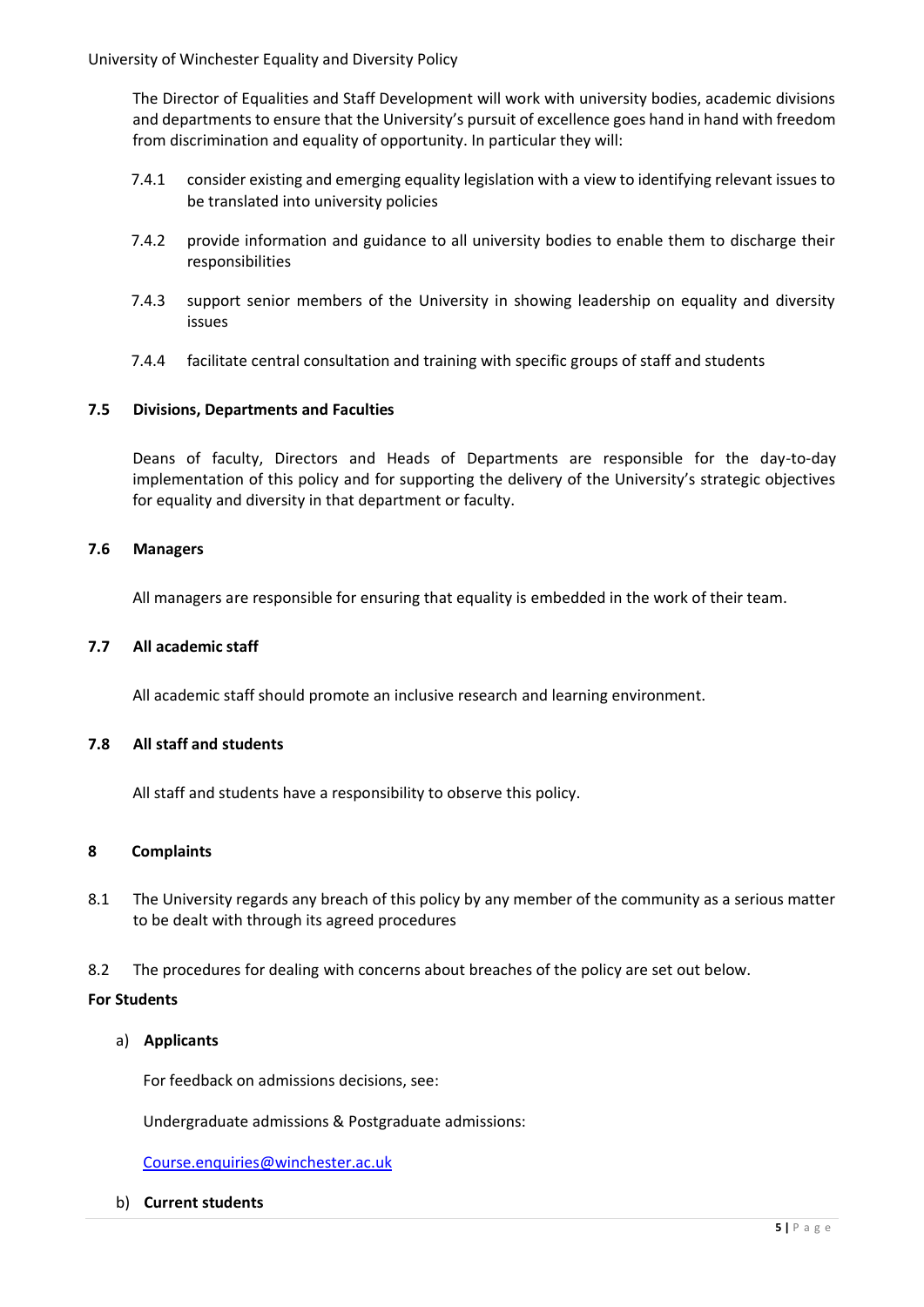The Director of Equalities and Staff Development will work with university bodies, academic divisions and departments to ensure that the University's pursuit of excellence goes hand in hand with freedom from discrimination and equality of opportunity. In particular they will:

7.4.1 consider existing and emerging equality legislation with a view to identifying relevant issues to be translated into university policies

7.4.2 provide information and guidance to all university bodies to enable them to discharge their responsibilities

7.4.3 support senior members of the University in showing leadership on equality and diversity issues

7.4.4 facilitate central consultation and training with specific groups of staff and students

### 7.5 Divisions, Departments and Faculties

Deans of faculty, Directors and Heads of Departments are responsible for the day-to-day implementation of this policy and for supporting the delivery of the University's strategic objectives for equality and diversity in that department or faculty.

### 7.6 Managers

All managers are responsible for ensuring that equality is embedded in the work of their team.

### 7.7 All academic staff

All academic staff should promote an inclusive research and learning environment.

### 7.8 All staff and students

All staff and students have a responsibility to observe this policy.

## 8 Complaints

8.1 The University regards any breach of this policy by any member of the community as a serious matter to be dealt with through its agreed procedures

8.2 The procedures for dealing with concerns about breaches of the policy are set out below.

**For Students**

a) **Applicants**

For feedback on admissions decisions, see:

Undergraduate admissions & Postgraduate admissions:

Course.enquiries@winchester.ac.uk

b) **Current students**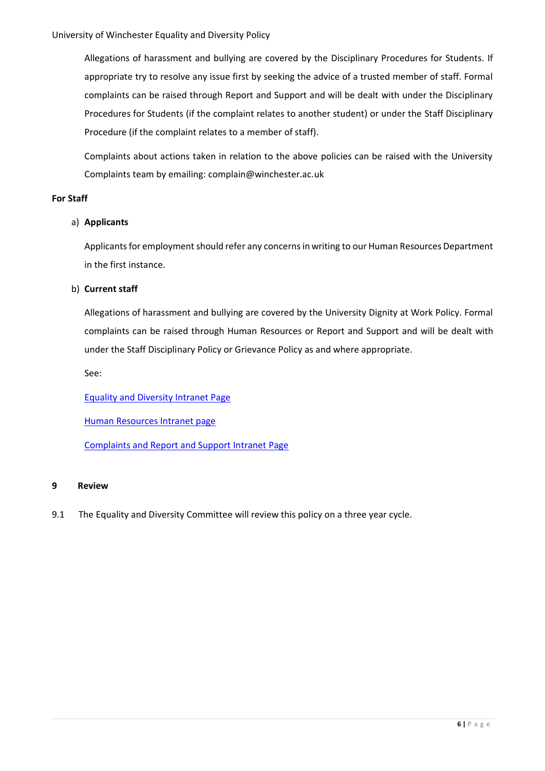Allegations of harassment and bullying are covered by the Disciplinary Procedures for Students. If appropriate try to resolve any issue first by seeking the advice of a trusted member of staff. Formal complaints can be raised through Report and Support and will be dealt with under the Disciplinary Procedures for Students (if the complaint relates to another student) or under the Staff Disciplinary Procedure (if the complaint relates to a member of staff).

Complaints about actions taken in relation to the above policies can be raised with the University Complaints team by emailing: complain@winchester.ac.uk

**For Staff**

a) **Applicants**

Applicants for employment should refer any concerns in writing to our Human Resources Department in the first instance.

b) **Current staff**

Allegations of harassment and bullying are covered by the University Dignity at Work Policy. Formal complaints can be raised through Human Resources or Report and Support and will be dealt with under the Staff Disciplinary Policy or Grievance Policy as and where appropriate.

See:

Equality and Diversity Intranet Page

Human Resources Intranet page

Complaints and Report and Support Intranet Page

## 9 Review

9.1 The Equality and Diversity Committee will review this policy on a three year cycle.